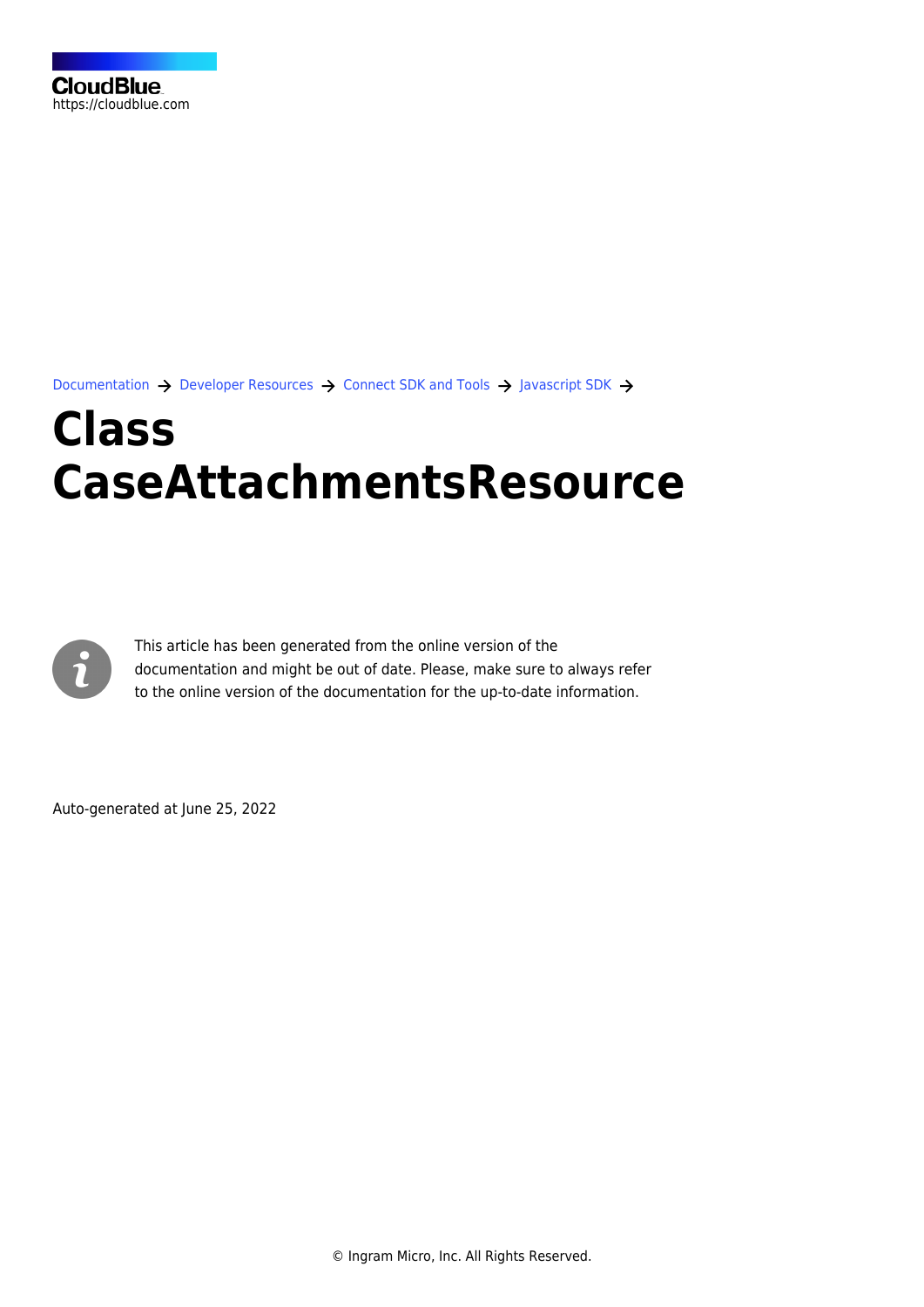CloudBlue
https://cloudblue.com

Documentation → Developer Resources → Connect SDK and Tools → Javascript SDK →

# Class CaseAttachmentsResource

This article has been generated from the online version of the documentation and might be out of date. Please, make sure to always refer to the online version of the documentation for the up-to-date information.

Auto-generated at June 25, 2022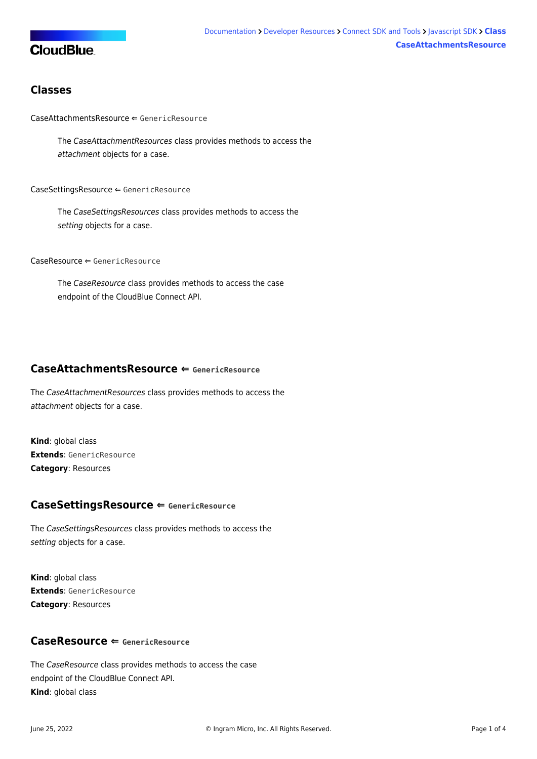## Classes

CaseAttachmentsResource ⇐ `GenericResource`

> The *CaseAttachmentResources* class provides methods to access the *attachment* objects for a case.

CaseSettingsResource ⇐ `GenericResource`

> The *CaseSettingsResources* class provides methods to access the *setting* objects for a case.

CaseResource ⇐ `GenericResource`

> The *CaseResource* class provides methods to access the case endpoint of the CloudBlue Connect API.

## CaseAttachmentsResource ⇐ `GenericResource`

The *CaseAttachmentResources* class provides methods to access the *attachment* objects for a case.

**Kind**: global class
**Extends**: `GenericResource`
**Category**: Resources

## CaseSettingsResource ⇐ `GenericResource`

The *CaseSettingsResources* class provides methods to access the *setting* objects for a case.

**Kind**: global class
**Extends**: `GenericResource`
**Category**: Resources

## CaseResource ⇐ `GenericResource`

The *CaseResource* class provides methods to access the case endpoint of the CloudBlue Connect API.
**Kind**: global class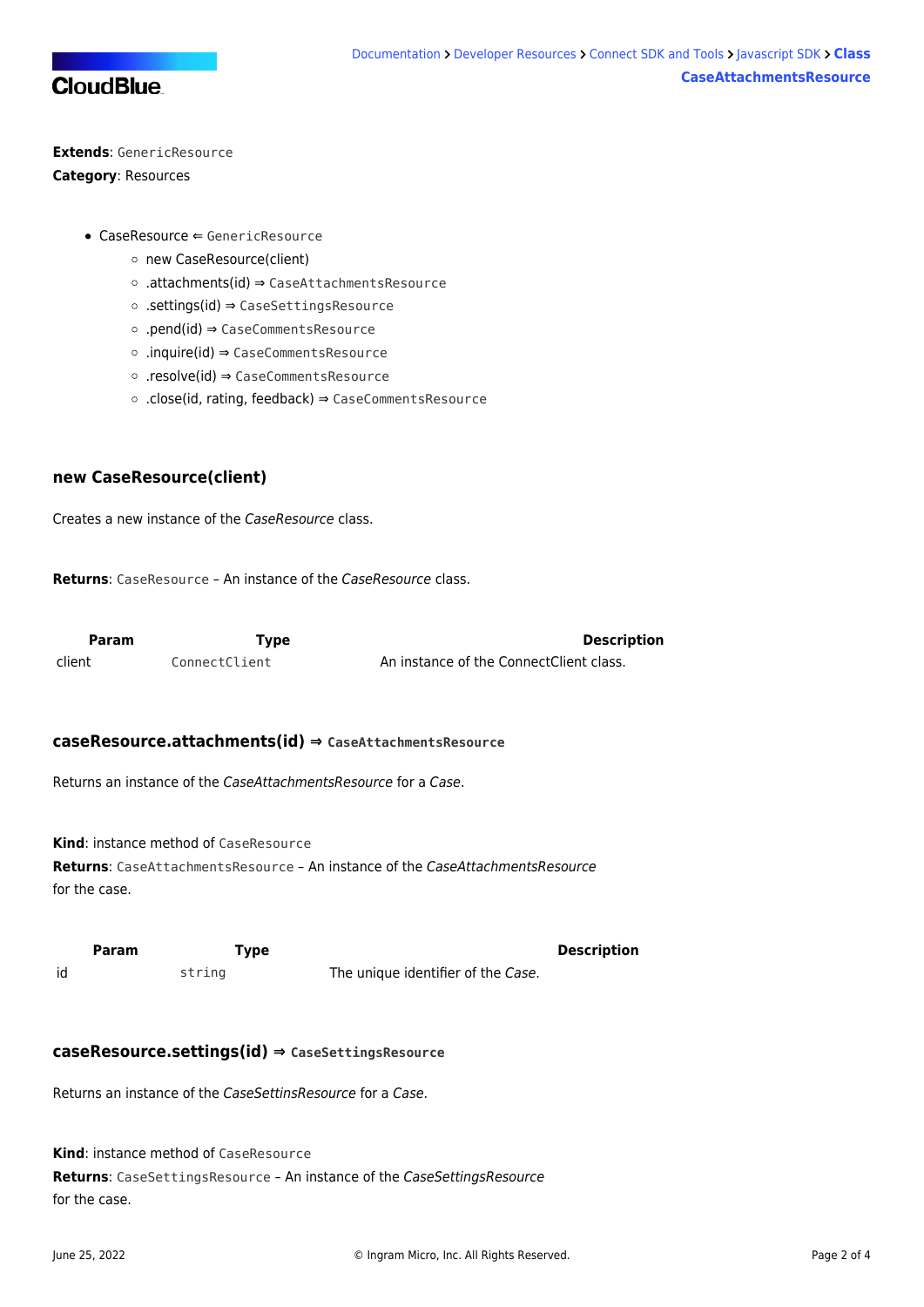**Extends**: `GenericResource`
**Category**: Resources

- CaseResource ⇐ `GenericResource`
  - new CaseResource(client)
  - .attachments(id) ⇒ `CaseAttachmentsResource`
  - .settings(id) ⇒ `CaseSettingsResource`
  - .pend(id) ⇒ `CaseCommentsResource`
  - .inquire(id) ⇒ `CaseCommentsResource`
  - .resolve(id) ⇒ `CaseCommentsResource`
  - .close(id, rating, feedback) ⇒ `CaseCommentsResource`

### new CaseResource(client)

Creates a new instance of the *CaseResource* class.

**Returns**: `CaseResource` – An instance of the *CaseResource* class.

| Param | Type | Description |
| --- | --- | --- |
| client | `ConnectClient` | An instance of the ConnectClient class. |

### caseResource.attachments(id) ⇒ `CaseAttachmentsResource`

Returns an instance of the *CaseAttachmentsResource* for a *Case*.

**Kind**: instance method of `CaseResource`
**Returns**: `CaseAttachmentsResource` – An instance of the *CaseAttachmentsResource* for the case.

| Param | Type | Description |
| --- | --- | --- |
| id | `string` | The unique identifier of the *Case*. |

### caseResource.settings(id) ⇒ `CaseSettingsResource`

Returns an instance of the *CaseSettinsResource* for a *Case*.

**Kind**: instance method of `CaseResource`
**Returns**: `CaseSettingsResource` – An instance of the *CaseSettingsResource* for the case.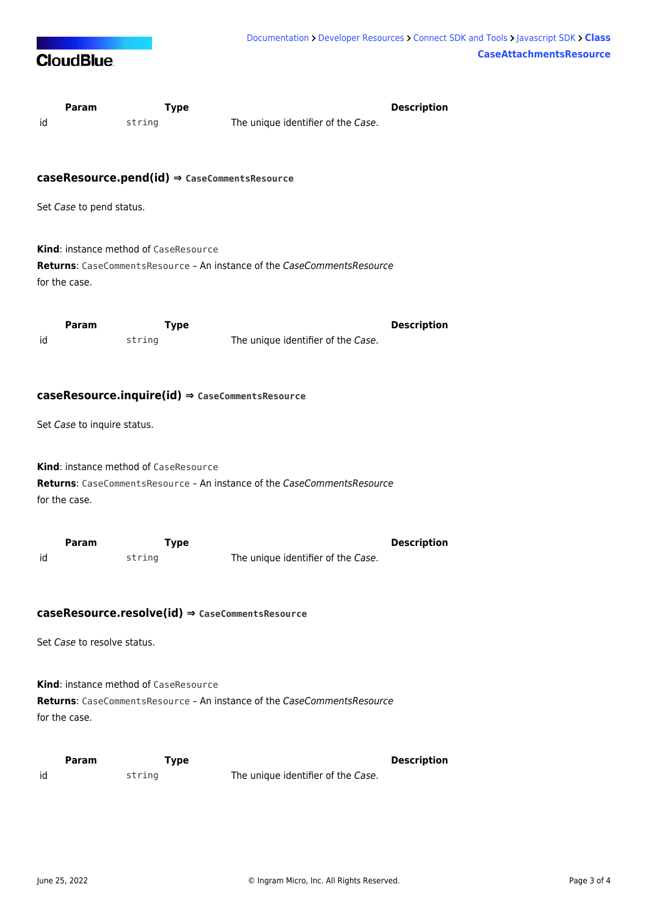| Param | Type | Description |
| --- | --- | --- |
| id | `string` | The unique identifier of the *Case*. |

### caseResource.pend(id) ⇒ `CaseCommentsResource`

Set *Case* to pend status.

**Kind**: instance method of `CaseResource`
**Returns**: `CaseCommentsResource` – An instance of the *CaseCommentsResource* for the case.

| Param | Type | Description |
| --- | --- | --- |
| id | `string` | The unique identifier of the *Case*. |

### caseResource.inquire(id) ⇒ `CaseCommentsResource`

Set *Case* to inquire status.

**Kind**: instance method of `CaseResource`
**Returns**: `CaseCommentsResource` – An instance of the *CaseCommentsResource* for the case.

| Param | Type | Description |
| --- | --- | --- |
| id | `string` | The unique identifier of the *Case*. |

### caseResource.resolve(id) ⇒ `CaseCommentsResource`

Set *Case* to resolve status.

**Kind**: instance method of `CaseResource`
**Returns**: `CaseCommentsResource` – An instance of the *CaseCommentsResource* for the case.

| Param | Type | Description |
| --- | --- | --- |
| id | `string` | The unique identifier of the *Case*. |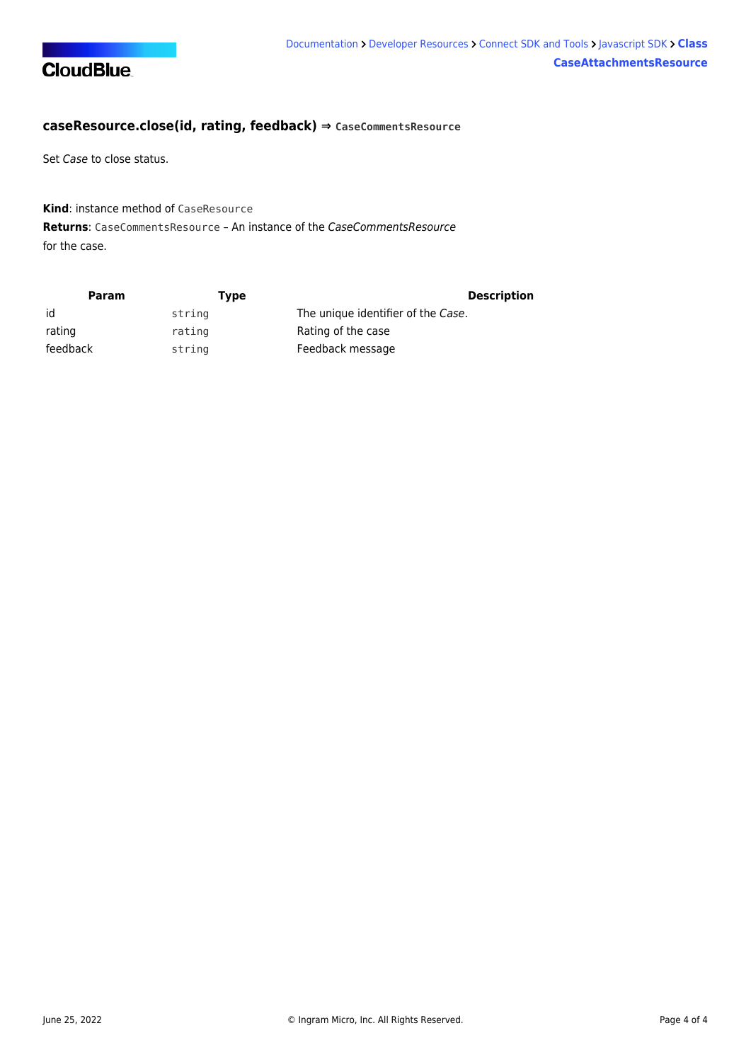### caseResource.close(id, rating, feedback) ⇒ `CaseCommentsResource`

Set *Case* to close status.

**Kind**: instance method of `CaseResource`
**Returns**: `CaseCommentsResource` – An instance of the *CaseCommentsResource* for the case.

| Param | Type | Description |
| --- | --- | --- |
| id | `string` | The unique identifier of the *Case*. |
| rating | `rating` | Rating of the case |
| feedback | `string` | Feedback message |